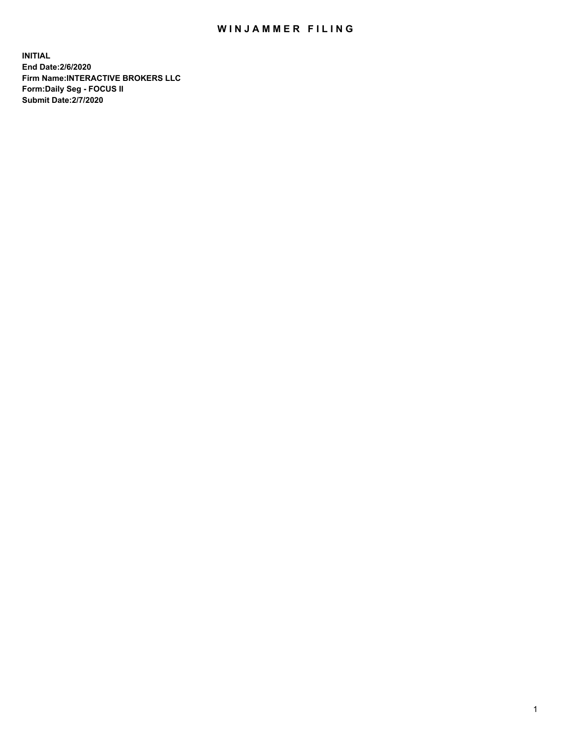# WINJAMMER FILING

**INITIAL**
**End Date:2/6/2020**
**Firm Name:INTERACTIVE BROKERS LLC**
**Form:Daily Seg - FOCUS II**
**Submit Date:2/7/2020**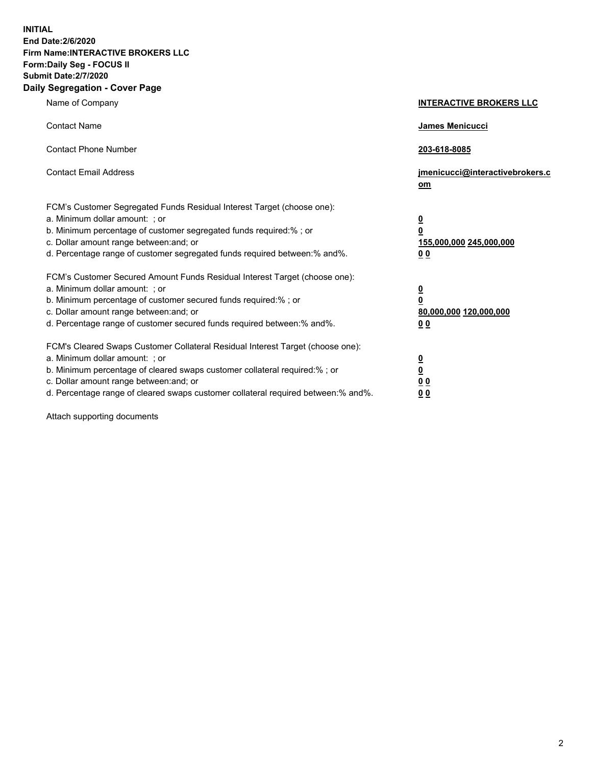**INITIAL**
**End Date:2/6/2020**
**Firm Name:INTERACTIVE BROKERS LLC**
**Form:Daily Seg - FOCUS II**
**Submit Date:2/7/2020**
**Daily Segregation - Cover Page**

| | |
|---|---|
| Name of Company | **INTERACTIVE BROKERS LLC** |
| Contact Name | **James Menicucci** |
| Contact Phone Number | **203-618-8085** |
| Contact Email Address | **jmenicucci@interactivebrokers.com** |

FCM's Customer Segregated Funds Residual Interest Target (choose one):

| | |
|---|---|
| a. Minimum dollar amount: ; or | **0** |
| b. Minimum percentage of customer segregated funds required:% ; or | **0** |
| c. Dollar amount range between:and; or | **155,000,000 245,000,000** |
| d. Percentage range of customer segregated funds required between:% and%. | **0 0** |

FCM's Customer Secured Amount Funds Residual Interest Target (choose one):

| | |
|---|---|
| a. Minimum dollar amount: ; or | **0** |
| b. Minimum percentage of customer secured funds required:% ; or | **0** |
| c. Dollar amount range between:and; or | **80,000,000 120,000,000** |
| d. Percentage range of customer secured funds required between:% and%. | **0 0** |

FCM's Cleared Swaps Customer Collateral Residual Interest Target (choose one):

| | |
|---|---|
| a. Minimum dollar amount: ; or | **0** |
| b. Minimum percentage of cleared swaps customer collateral required:% ; or | **0** |
| c. Dollar amount range between:and; or | **0 0** |
| d. Percentage range of cleared swaps customer collateral required between:% and%. | **0 0** |

Attach supporting documents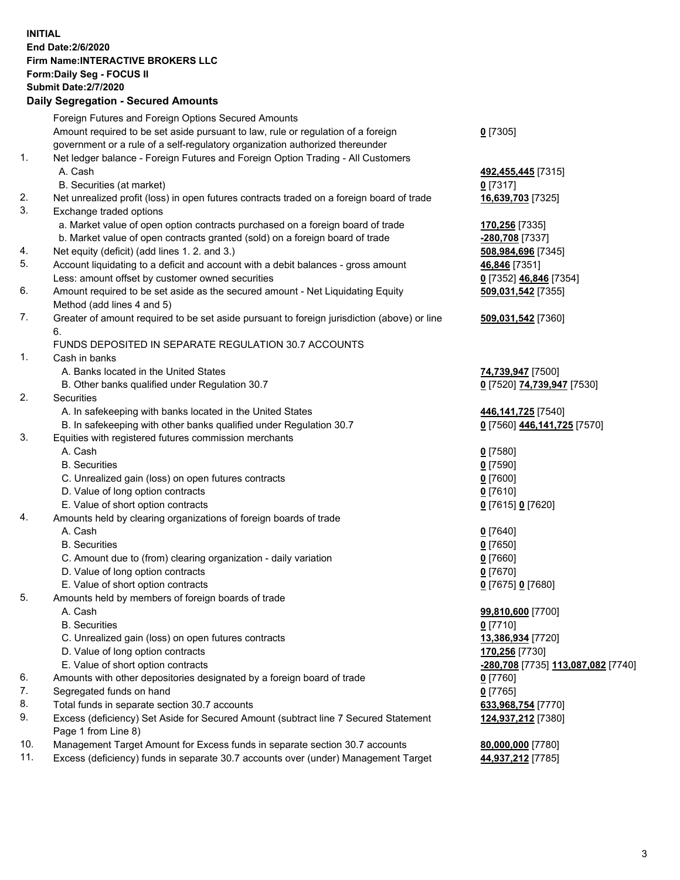**INITIAL**
**End Date:2/6/2020**
**Firm Name:INTERACTIVE BROKERS LLC**
**Form:Daily Seg - FOCUS II**
**Submit Date:2/7/2020**

**Daily Segregation - Secured Amounts**

| | | |
|---|---|---|
| | Foreign Futures and Foreign Options Secured Amounts | |
| | Amount required to be set aside pursuant to law, rule or regulation of a foreign government or a rule of a self-regulatory organization authorized thereunder | **0** [7305] |
| 1. | Net ledger balance - Foreign Futures and Foreign Option Trading - All Customers | |
| | A. Cash | **492,455,445** [7315] |
| | B. Securities (at market) | **0** [7317] |
| 2. | Net unrealized profit (loss) in open futures contracts traded on a foreign board of trade | **16,639,703** [7325] |
| 3. | Exchange traded options | |
| | a. Market value of open option contracts purchased on a foreign board of trade | **170,256** [7335] |
| | b. Market value of open contracts granted (sold) on a foreign board of trade | **-280,708** [7337] |
| 4. | Net equity (deficit) (add lines 1. 2. and 3.) | **508,984,696** [7345] |
| 5. | Account liquidating to a deficit and account with a debit balances - gross amount | **46,846** [7351] |
| | Less: amount offset by customer owned securities | **0** [7352] **46,846** [7354] |
| 6. | Amount required to be set aside as the secured amount - Net Liquidating Equity Method (add lines 4 and 5) | **509,031,542** [7355] |
| 7. | Greater of amount required to be set aside pursuant to foreign jurisdiction (above) or line 6. | **509,031,542** [7360] |
| | FUNDS DEPOSITED IN SEPARATE REGULATION 30.7 ACCOUNTS | |
| 1. | Cash in banks | |
| | A. Banks located in the United States | **74,739,947** [7500] |
| | B. Other banks qualified under Regulation 30.7 | **0** [7520] **74,739,947** [7530] |
| 2. | Securities | |
| | A. In safekeeping with banks located in the United States | **446,141,725** [7540] |
| | B. In safekeeping with other banks qualified under Regulation 30.7 | **0** [7560] **446,141,725** [7570] |
| 3. | Equities with registered futures commission merchants | |
| | A. Cash | **0** [7580] |
| | B. Securities | **0** [7590] |
| | C. Unrealized gain (loss) on open futures contracts | **0** [7600] |
| | D. Value of long option contracts | **0** [7610] |
| | E. Value of short option contracts | **0** [7615] **0** [7620] |
| 4. | Amounts held by clearing organizations of foreign boards of trade | |
| | A. Cash | **0** [7640] |
| | B. Securities | **0** [7650] |
| | C. Amount due to (from) clearing organization - daily variation | **0** [7660] |
| | D. Value of long option contracts | **0** [7670] |
| | E. Value of short option contracts | **0** [7675] **0** [7680] |
| 5. | Amounts held by members of foreign boards of trade | |
| | A. Cash | **99,810,600** [7700] |
| | B. Securities | **0** [7710] |
| | C. Unrealized gain (loss) on open futures contracts | **13,386,934** [7720] |
| | D. Value of long option contracts | **170,256** [7730] |
| | E. Value of short option contracts | **-280,708** [7735] **113,087,082** [7740] |
| 6. | Amounts with other depositories designated by a foreign board of trade | **0** [7760] |
| 7. | Segregated funds on hand | **0** [7765] |
| 8. | Total funds in separate section 30.7 accounts | **633,968,754** [7770] |
| 9. | Excess (deficiency) Set Aside for Secured Amount (subtract line 7 Secured Statement Page 1 from Line 8) | **124,937,212** [7380] |
| 10. | Management Target Amount for Excess funds in separate section 30.7 accounts | **80,000,000** [7780] |
| 11. | Excess (deficiency) funds in separate 30.7 accounts over (under) Management Target | **44,937,212** [7785] |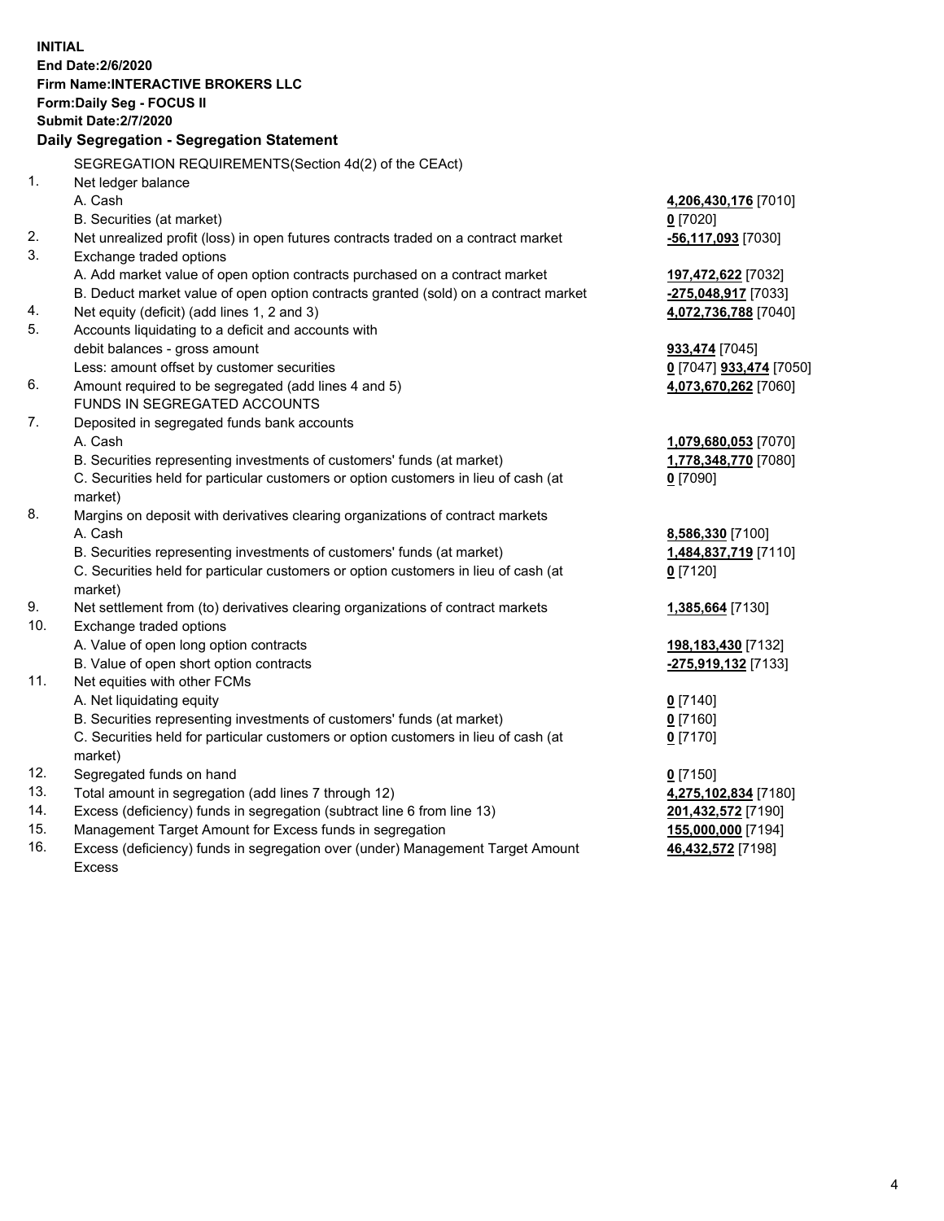**INITIAL**
**End Date:2/6/2020**
**Firm Name:INTERACTIVE BROKERS LLC**
**Form:Daily Seg - FOCUS II**
**Submit Date:2/7/2020**
**Daily Segregation - Segregation Statement**

| | | |
|---|---|---|
| | SEGREGATION REQUIREMENTS(Section 4d(2) of the CEAct) | |
| 1. | Net ledger balance | |
| | A. Cash | **4,206,430,176** [7010] |
| | B. Securities (at market) | **0** [7020] |
| 2. | Net unrealized profit (loss) in open futures contracts traded on a contract market | **-56,117,093** [7030] |
| 3. | Exchange traded options | |
| | A. Add market value of open option contracts purchased on a contract market | **197,472,622** [7032] |
| | B. Deduct market value of open option contracts granted (sold) on a contract market | **-275,048,917** [7033] |
| 4. | Net equity (deficit) (add lines 1, 2 and 3) | **4,072,736,788** [7040] |
| 5. | Accounts liquidating to a deficit and accounts with debit balances - gross amount | **933,474** [7045] |
| | Less: amount offset by customer securities | **0** [7047] **933,474** [7050] |
| 6. | Amount required to be segregated (add lines 4 and 5) | **4,073,670,262** [7060] |
| | FUNDS IN SEGREGATED ACCOUNTS | |
| 7. | Deposited in segregated funds bank accounts | |
| | A. Cash | **1,079,680,053** [7070] |
| | B. Securities representing investments of customers' funds (at market) | **1,778,348,770** [7080] |
| | C. Securities held for particular customers or option customers in lieu of cash (at market) | **0** [7090] |
| 8. | Margins on deposit with derivatives clearing organizations of contract markets | |
| | A. Cash | **8,586,330** [7100] |
| | B. Securities representing investments of customers' funds (at market) | **1,484,837,719** [7110] |
| | C. Securities held for particular customers or option customers in lieu of cash (at market) | **0** [7120] |
| 9. | Net settlement from (to) derivatives clearing organizations of contract markets | **1,385,664** [7130] |
| 10. | Exchange traded options | |
| | A. Value of open long option contracts | **198,183,430** [7132] |
| | B. Value of open short option contracts | **-275,919,132** [7133] |
| 11. | Net equities with other FCMs | |
| | A. Net liquidating equity | **0** [7140] |
| | B. Securities representing investments of customers' funds (at market) | **0** [7160] |
| | C. Securities held for particular customers or option customers in lieu of cash (at market) | **0** [7170] |
| 12. | Segregated funds on hand | **0** [7150] |
| 13. | Total amount in segregation (add lines 7 through 12) | **4,275,102,834** [7180] |
| 14. | Excess (deficiency) funds in segregation (subtract line 6 from line 13) | **201,432,572** [7190] |
| 15. | Management Target Amount for Excess funds in segregation | **155,000,000** [7194] |
| 16. | Excess (deficiency) funds in segregation over (under) Management Target Amount Excess | **46,432,572** [7198] |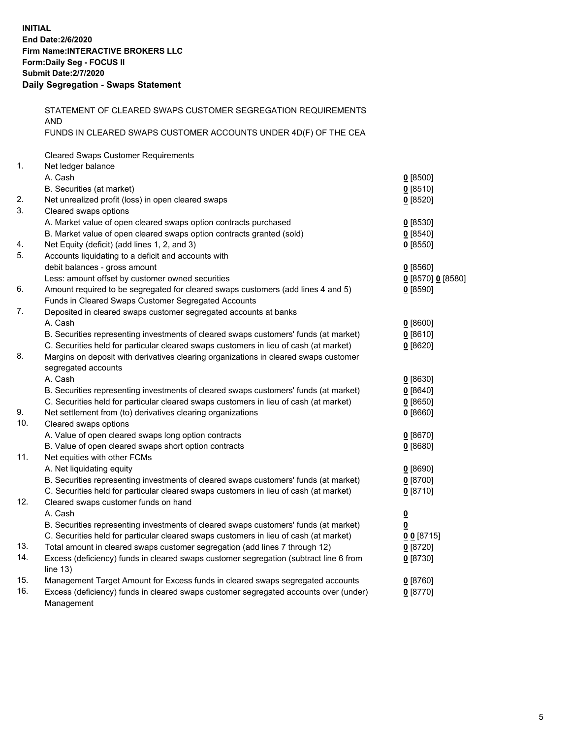**INITIAL**
**End Date:2/6/2020**
**Firm Name:INTERACTIVE BROKERS LLC**
**Form:Daily Seg - FOCUS II**
**Submit Date:2/7/2020**
**Daily Segregation - Swaps Statement**

STATEMENT OF CLEARED SWAPS CUSTOMER SEGREGATION REQUIREMENTS
AND
FUNDS IN CLEARED SWAPS CUSTOMER ACCOUNTS UNDER 4D(F) OF THE CEA

| | | |
|---|---|---|
| | Cleared Swaps Customer Requirements | |
| 1. | Net ledger balance | |
| | A. Cash | 0 [8500] |
| | B. Securities (at market) | 0 [8510] |
| 2. | Net unrealized profit (loss) in open cleared swaps | 0 [8520] |
| 3. | Cleared swaps options | |
| | A. Market value of open cleared swaps option contracts purchased | 0 [8530] |
| | B. Market value of open cleared swaps option contracts granted (sold) | 0 [8540] |
| 4. | Net Equity (deficit) (add lines 1, 2, and 3) | 0 [8550] |
| 5. | Accounts liquidating to a deficit and accounts with | |
| | debit balances - gross amount | 0 [8560] |
| | Less: amount offset by customer owned securities | 0 [8570] 0 [8580] |
| 6. | Amount required to be segregated for cleared swaps customers (add lines 4 and 5) | 0 [8590] |
| | Funds in Cleared Swaps Customer Segregated Accounts | |
| 7. | Deposited in cleared swaps customer segregated accounts at banks | |
| | A. Cash | 0 [8600] |
| | B. Securities representing investments of cleared swaps customers' funds (at market) | 0 [8610] |
| | C. Securities held for particular cleared swaps customers in lieu of cash (at market) | 0 [8620] |
| 8. | Margins on deposit with derivatives clearing organizations in cleared swaps customer segregated accounts | |
| | A. Cash | 0 [8630] |
| | B. Securities representing investments of cleared swaps customers' funds (at market) | 0 [8640] |
| | C. Securities held for particular cleared swaps customers in lieu of cash (at market) | 0 [8650] |
| 9. | Net settlement from (to) derivatives clearing organizations | 0 [8660] |
| 10. | Cleared swaps options | |
| | A. Value of open cleared swaps long option contracts | 0 [8670] |
| | B. Value of open cleared swaps short option contracts | 0 [8680] |
| 11. | Net equities with other FCMs | |
| | A. Net liquidating equity | 0 [8690] |
| | B. Securities representing investments of cleared swaps customers' funds (at market) | 0 [8700] |
| | C. Securities held for particular cleared swaps customers in lieu of cash (at market) | 0 [8710] |
| 12. | Cleared swaps customer funds on hand | |
| | A. Cash | 0 |
| | B. Securities representing investments of cleared swaps customers' funds (at market) | 0 |
| | C. Securities held for particular cleared swaps customers in lieu of cash (at market) | 0 0 [8715] |
| 13. | Total amount in cleared swaps customer segregation (add lines 7 through 12) | 0 [8720] |
| 14. | Excess (deficiency) funds in cleared swaps customer segregation (subtract line 6 from line 13) | 0 [8730] |
| 15. | Management Target Amount for Excess funds in cleared swaps segregated accounts | 0 [8760] |
| 16. | Excess (deficiency) funds in cleared swaps customer segregated accounts over (under) Management | 0 [8770] |